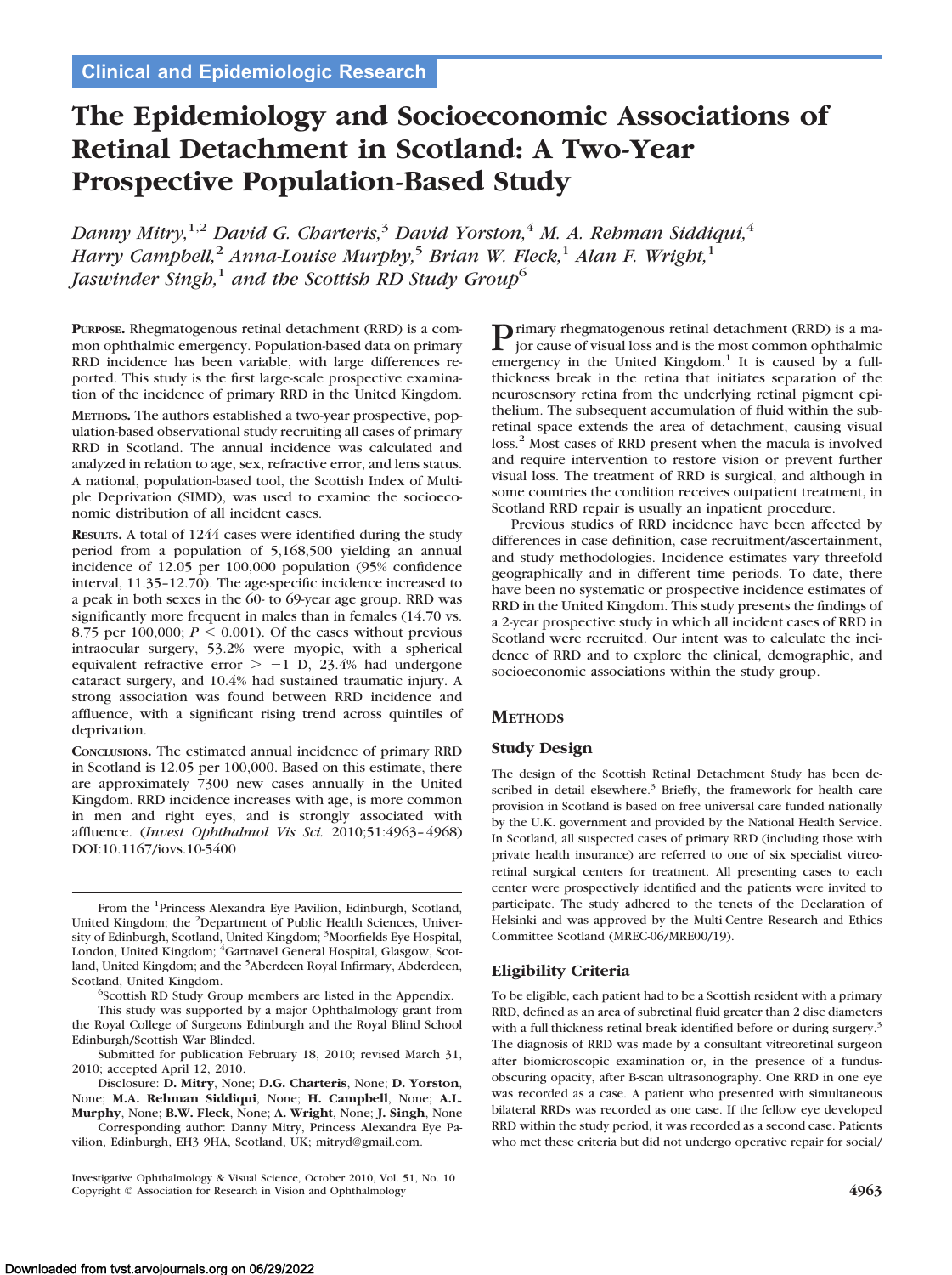Clinical and Epidemiologic Research

# The Epidemiology and Socioeconomic Associations of Retinal Detachment in Scotland: A Two-Year Prospective Population-Based Study

*Danny Mitry,[1,2] David G. Charteris,[3] David Yorston,[4] M. A. Rehman Siddiqui,[4] Harry Campbell,[2] Anna-Louise Murphy,[5] Brian W. Fleck,[1] Alan F. Wright,[1] Jaswinder Singh,[1] and the Scottish RD Study Group[6]*

**Purpose.** Rhegmatogenous retinal detachment (RRD) is a common ophthalmic emergency. Population-based data on primary RRD incidence has been variable, with large differences reported. This study is the first large-scale prospective examination of the incidence of primary RRD in the United Kingdom.

**Methods.** The authors established a two-year prospective, population-based observational study recruiting all cases of primary RRD in Scotland. The annual incidence was calculated and analyzed in relation to age, sex, refractive error, and lens status. A national, population-based tool, the Scottish Index of Multiple Deprivation (SIMD), was used to examine the socioeconomic distribution of all incident cases.

**Results.** A total of 1244 cases were identified during the study period from a population of 5,168,500 yielding an annual incidence of 12.05 per 100,000 population (95% confidence interval, 11.35–12.70). The age-specific incidence increased to a peak in both sexes in the 60- to 69-year age group. RRD was significantly more frequent in males than in females (14.70 vs. 8.75 per 100,000; $P < 0.001$). Of the cases without previous intraocular surgery, 53.2% were myopic, with a spherical equivalent refractive error $> -1$ D, 23.4% had undergone cataract surgery, and 10.4% had sustained traumatic injury. A strong association was found between RRD incidence and affluence, with a significant rising trend across quintiles of deprivation.

**Conclusions.** The estimated annual incidence of primary RRD in Scotland is 12.05 per 100,000. Based on this estimate, there are approximately 7300 new cases annually in the United Kingdom. RRD incidence increases with age, is more common in men and right eyes, and is strongly associated with affluence. (*Invest Ophthalmol Vis Sci.* 2010;51:4963–4968) DOI:10.1167/iovs.10-5400

Primary rhegmatogenous retinal detachment (RRD) is a major cause of visual loss and is the most common ophthalmic emergency in the United Kingdom.[1] It is caused by a full-thickness break in the retina that initiates separation of the neurosensory retina from the underlying retinal pigment epithelium. The subsequent accumulation of fluid within the subretinal space extends the area of detachment, causing visual loss.[2] Most cases of RRD present when the macula is involved and require intervention to restore vision or prevent further visual loss. The treatment of RRD is surgical, and although in some countries the condition receives outpatient treatment, in Scotland RRD repair is usually an inpatient procedure.

Previous studies of RRD incidence have been affected by differences in case definition, case recruitment/ascertainment, and study methodologies. Incidence estimates vary threefold geographically and in different time periods. To date, there have been no systematic or prospective incidence estimates of RRD in the United Kingdom. This study presents the findings of a 2-year prospective study in which all incident cases of RRD in Scotland were recruited. Our intent was to calculate the incidence of RRD and to explore the clinical, demographic, and socioeconomic associations within the study group.

## Methods

### Study Design

The design of the Scottish Retinal Detachment Study has been described in detail elsewhere.[3] Briefly, the framework for health care provision in Scotland is based on free universal care funded nationally by the U.K. government and provided by the National Health Service. In Scotland, all suspected cases of primary RRD (including those with private health insurance) are referred to one of six specialist vitreoretinal surgical centers for treatment. All presenting cases to each center were prospectively identified and the patients were invited to participate. The study adhered to the tenets of the Declaration of Helsinki and was approved by the Multi-Centre Research and Ethics Committee Scotland (MREC-06/MRE00/19).

### Eligibility Criteria

To be eligible, each patient had to be a Scottish resident with a primary RRD, defined as an area of subretinal fluid greater than 2 disc diameters with a full-thickness retinal break identified before or during surgery.[3] The diagnosis of RRD was made by a consultant vitreoretinal surgeon after biomicroscopic examination or, in the presence of a fundus-obscuring opacity, after B-scan ultrasonography. One RRD in one eye was recorded as a case. A patient who presented with simultaneous bilateral RRDs was recorded as one case. If the fellow eye developed RRD within the study period, it was recorded as a second case. Patients who met these criteria but did not undergo operative repair for social/

---

From the [1]Princess Alexandra Eye Pavilion, Edinburgh, Scotland, United Kingdom; the [2]Department of Public Health Sciences, University of Edinburgh, Scotland, United Kingdom; [3]Moorfields Eye Hospital, London, United Kingdom; [4]Gartnavel General Hospital, Glasgow, Scotland, United Kingdom; and the [5]Aberdeen Royal Infirmary, Abderdeen, Scotland, United Kingdom.

[6]Scottish RD Study Group members are listed in the Appendix.

This study was supported by a major Ophthalmology grant from the Royal College of Surgeons Edinburgh and the Royal Blind School Edinburgh/Scottish War Blinded.

Submitted for publication February 18, 2010; revised March 31, 2010; accepted April 12, 2010.

Disclosure: **D. Mitry**, None; **D.G. Charteris**, None; **D. Yorston**, None; **M.A. Rehman Siddiqui**, None; **H. Campbell**, None; **A.L. Murphy**, None; **B.W. Fleck**, None; **A. Wright**, None; **J. Singh**, None

Corresponding author: Danny Mitry, Princess Alexandra Eye Pavilion, Edinburgh, EH3 9HA, Scotland, UK; mitryd@gmail.com.

Investigative Ophthalmology & Visual Science, October 2010, Vol. 51, No. 10
Copyright © Association for Research in Vision and Ophthalmology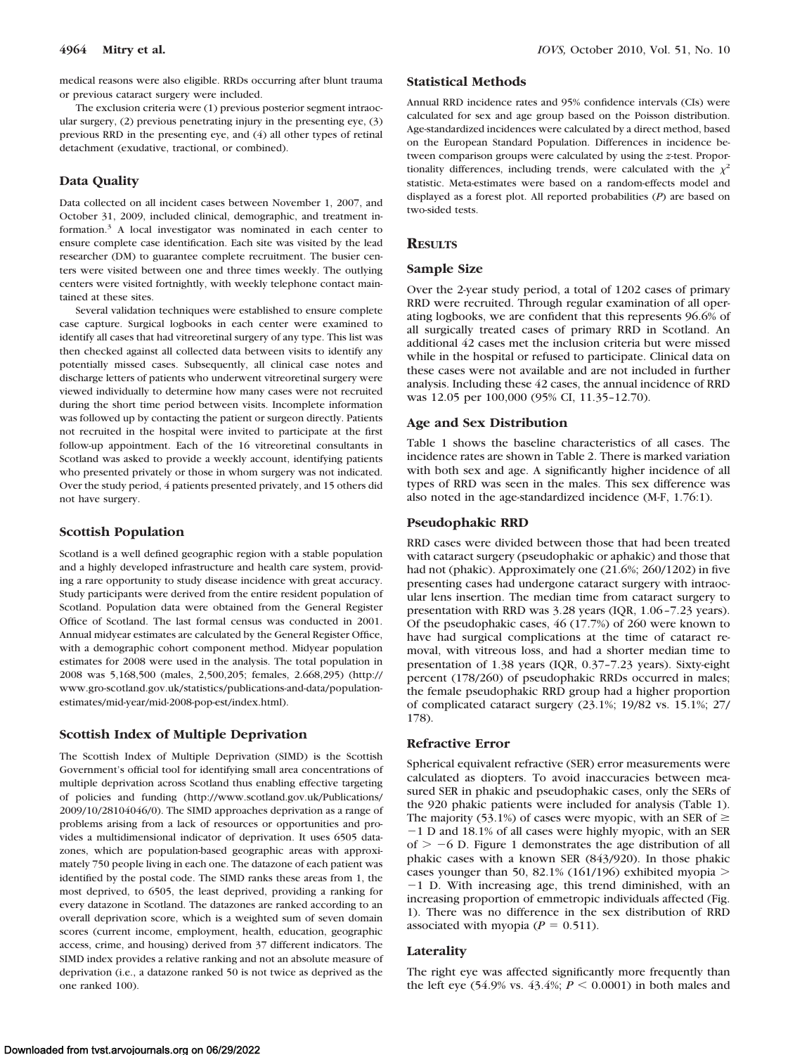medical reasons were also eligible. RRDs occurring after blunt trauma or previous cataract surgery were included.

The exclusion criteria were (1) previous posterior segment intraocular surgery, (2) previous penetrating injury in the presenting eye, (3) previous RRD in the presenting eye, and (4) all other types of retinal detachment (exudative, tractional, or combined).

## Data Quality

Data collected on all incident cases between November 1, 2007, and October 31, 2009, included clinical, demographic, and treatment information.[3] A local investigator was nominated in each center to ensure complete case identification. Each site was visited by the lead researcher (DM) to guarantee complete recruitment. The busier centers were visited between one and three times weekly. The outlying centers were visited fortnightly, with weekly telephone contact maintained at these sites.

Several validation techniques were established to ensure complete case capture. Surgical logbooks in each center were examined to identify all cases that had vitreoretinal surgery of any type. This list was then checked against all collected data between visits to identify any potentially missed cases. Subsequently, all clinical case notes and discharge letters of patients who underwent vitreoretinal surgery were viewed individually to determine how many cases were not recruited during the short time period between visits. Incomplete information was followed up by contacting the patient or surgeon directly. Patients not recruited in the hospital were invited to participate at the first follow-up appointment. Each of the 16 vitreoretinal consultants in Scotland was asked to provide a weekly account, identifying patients who presented privately or those in whom surgery was not indicated. Over the study period, 4 patients presented privately, and 15 others did not have surgery.

## Scottish Population

Scotland is a well defined geographic region with a stable population and a highly developed infrastructure and health care system, providing a rare opportunity to study disease incidence with great accuracy. Study participants were derived from the entire resident population of Scotland. Population data were obtained from the General Register Office of Scotland. The last formal census was conducted in 2001. Annual midyear estimates are calculated by the General Register Office, with a demographic cohort component method. Midyear population estimates for 2008 were used in the analysis. The total population in 2008 was 5,168,500 (males, 2,500,205; females, 2,668,295) (http://www.gro-scotland.gov.uk/statistics/publications-and-data/population-estimates/mid-year/mid-2008-pop-est/index.html).

## Scottish Index of Multiple Deprivation

The Scottish Index of Multiple Deprivation (SIMD) is the Scottish Government's official tool for identifying small area concentrations of multiple deprivation across Scotland thus enabling effective targeting of policies and funding (http://www.scotland.gov.uk/Publications/2009/10/28104046/0). The SIMD approaches deprivation as a range of problems arising from a lack of resources or opportunities and provides a multidimensional indicator of deprivation. It uses 6505 datazones, which are population-based geographic areas with approximately 750 people living in each one. The datazone of each patient was identified by the postal code. The SIMD ranks these areas from 1, the most deprived, to 6505, the least deprived, providing a ranking for every datazone in Scotland. The datazones are ranked according to an overall deprivation score, which is a weighted sum of seven domain scores (current income, employment, health, education, geographic access, crime, and housing) derived from 37 different indicators. The SIMD index provides a relative ranking and not an absolute measure of deprivation (i.e., a datazone ranked 50 is not twice as deprived as the one ranked 100).

## Statistical Methods

Annual RRD incidence rates and 95% confidence intervals (CIs) were calculated for sex and age group based on the Poisson distribution. Age-standardized incidences were calculated by a direct method, based on the European Standard Population. Differences in incidence between comparison groups were calculated by using the *z*-test. Proportionality differences, including trends, were calculated with the $\chi^2$ statistic. Meta-estimates were based on a random-effects model and displayed as a forest plot. All reported probabilities (*P*) are based on two-sided tests.

# Results

## Sample Size

Over the 2-year study period, a total of 1202 cases of primary RRD were recruited. Through regular examination of all operating logbooks, we are confident that this represents 96.6% of all surgically treated cases of primary RRD in Scotland. An additional 42 cases met the inclusion criteria but were missed while in the hospital or refused to participate. Clinical data on these cases were not available and are not included in further analysis. Including these 42 cases, the annual incidence of RRD was 12.05 per 100,000 (95% CI, 11.35–12.70).

## Age and Sex Distribution

Table 1 shows the baseline characteristics of all cases. The incidence rates are shown in Table 2. There is marked variation with both sex and age. A significantly higher incidence of all types of RRD was seen in the males. This sex difference was also noted in the age-standardized incidence (M-F, 1.76:1).

## Pseudophakic RRD

RRD cases were divided between those that had been treated with cataract surgery (pseudophakic or aphakic) and those that had not (phakic). Approximately one (21.6%; 260/1202) in five presenting cases had undergone cataract surgery with intraocular lens insertion. The median time from cataract surgery to presentation with RRD was 3.28 years (IQR, 1.06–7.23 years). Of the pseudophakic cases, 46 (17.7%) of 260 were known to have had surgical complications at the time of cataract removal, with vitreous loss, and had a shorter median time to presentation of 1.38 years (IQR, 0.37–7.23 years). Sixty-eight percent (178/260) of pseudophakic RRDs occurred in males; the female pseudophakic RRD group had a higher proportion of complicated cataract surgery (23.1%; 19/82 vs. 15.1%; 27/178).

## Refractive Error

Spherical equivalent refractive (SER) error measurements were calculated as diopters. To avoid inaccuracies between measured SER in phakic and pseudophakic cases, only the SERs of the 920 phakic patients were included for analysis (Table 1). The majority (53.1%) of cases were myopic, with an SER of $\geq -1$ D and 18.1% of all cases were highly myopic, with an SER of $> -6$ D. Figure 1 demonstrates the age distribution of all phakic cases with a known SER (843/920). In those phakic cases younger than 50, 82.1% (161/196) exhibited myopia $> -1$ D. With increasing age, this trend diminished, with an increasing proportion of emmetropic individuals affected (Fig. 1). There was no difference in the sex distribution of RRD associated with myopia ($P = 0.511$).

## Laterality

The right eye was affected significantly more frequently than the left eye (54.9% vs. 43.4%; $P < 0.0001$) in both males and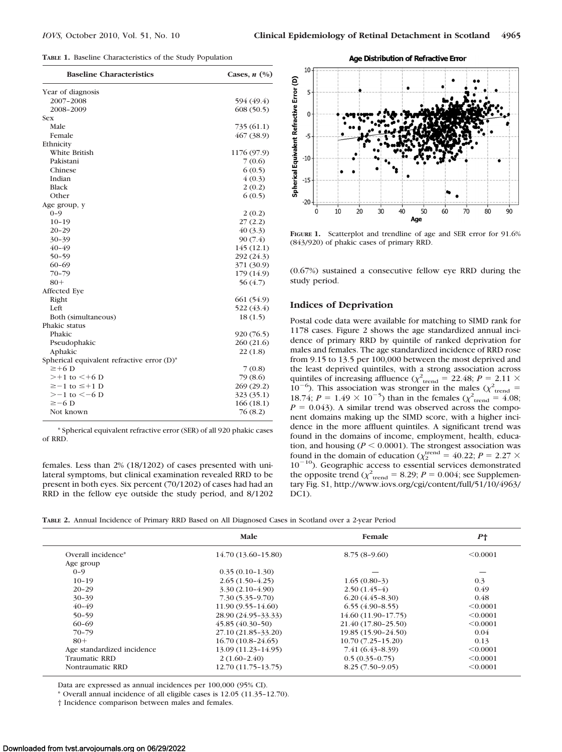**TABLE 1.** Baseline Characteristics of the Study Population

| Baseline Characteristics | Cases, *n* (%) |
|---|---|
| Year of diagnosis | |
| 2007–2008 | 594 (49.4) |
| 2008–2009 | 608 (50.5) |
| Sex | |
| Male | 735 (61.1) |
| Female | 467 (38.9) |
| Ethnicity | |
| White British | 1176 (97.9) |
| Pakistani | 7 (0.6) |
| Chinese | 6 (0.5) |
| Indian | 4 (0.3) |
| Black | 2 (0.2) |
| Other | 6 (0.5) |
| Age group, y | |
| 0–9 | 2 (0.2) |
| 10–19 | 27 (2.2) |
| 20–29 | 40 (3.3) |
| 30–39 | 90 (7.4) |
| 40–49 | 145 (12.1) |
| 50–59 | 292 (24.3) |
| 60–69 | 371 (30.9) |
| 70–79 | 179 (14.9) |
| 80+ | 56 (4.7) |
| Affected Eye | |
| Right | 661 (54.9) |
| Left | 522 (43.4) |
| Both (simultaneous) | 18 (1.5) |
| Phakic status | |
| Phakic | 920 (76.5) |
| Pseudophakic | 260 (21.6) |
| Aphakic | 22 (1.8) |
| Spherical equivalent refractive error (D)* | |
| ≥+6 D | 7 (0.8) |
| >+1 to <+6 D | 79 (8.6) |
| ≥−1 to ≤+1 D | 269 (29.2) |
| >−1 to <−6 D | 323 (35.1) |
| ≥−6 D | 166 (18.1) |
| Not known | 76 (8.2) |

\* Spherical equivalent refractive error (SER) of all 920 phakic cases of RRD.

females. Less than 2% (18/1202) of cases presented with unilateral symptoms, but clinical examination revealed RRD to be present in both eyes. Six percent (70/1202) of cases had had an RRD in the fellow eye outside the study period, and 8/1202 (0.67%) sustained a consecutive fellow eye RRD during the study period.

**FIGURE 1.** Scatterplot and trendline of age and SER error for 91.6% (843/920) of phakic cases of primary RRD.

## Indices of Deprivation

Postal code data were available for matching to SIMD rank for 1178 cases. Figure 2 shows the age standardized annual incidence of primary RRD by quintile of ranked deprivation for males and females. The age standardized incidence of RRD rose from 9.15 to 13.5 per 100,000 between the most deprived and the least deprived quintiles, with a strong association across quintiles of increasing affluence ($\chi^2_{\text{trend}} = 22.48$; $P = 2.11 \times 10^{-6}$). This association was stronger in the males ($\chi^2_{\text{trend}} = 18.74$; $P = 1.49 \times 10^{-5}$) than in the females ($\chi^2_{\text{trend}} = 4.08$; $P = 0.043$). A similar trend was observed across the component domains making up the SIMD score, with a higher incidence in the more affluent quintiles. A significant trend was found in the domains of income, employment, health, education, and housing ($P < 0.0001$). The strongest association was found in the domain of education ($\chi_2^{\text{trend}} = 40.22$; $P = 2.27 \times 10^{-10}$). Geographic access to essential services demonstrated the opposite trend ($\chi^2_{\text{trend}} = 8.29$; $P = 0.004$; see Supplementary Fig. S1, http://www.iovs.org/cgi/content/full/51/10/4963/DC1).

**TABLE 2.** Annual Incidence of Primary RRD Based on All Diagnosed Cases in Scotland over a 2-year Period

| | Male | Female | P† |
|---|---|---|---|
| Overall incidence* | 14.70 (13.60–15.80) | 8.75 (8–9.60) | <0.0001 |
| Age group | | | |
| 0–9 | 0.35 (0.10–1.30) | — | — |
| 10–19 | 2.65 (1.50–4.25) | 1.65 (0.80–3) | 0.3 |
| 20–29 | 3.30 (2.10–4.90) | 2.50 (1.45–4) | 0.49 |
| 30–39 | 7.30 (5.35–9.70) | 6.20 (4.45–8.30) | 0.48 |
| 40–49 | 11.90 (9.55–14.60) | 6.55 (4.90–8.55) | <0.0001 |
| 50–59 | 28.90 (24.95–33.33) | 14.60 (11.90–17.75) | <0.0001 |
| 60–69 | 45.85 (40.30–50) | 21.40 (17.80–25.50) | <0.0001 |
| 70–79 | 27.10 (21.85–33.20) | 19.85 (15.90–24.50) | 0.04 |
| 80+ | 16.70 (10.8–24.65) | 10.70 (7.25–15.20) | 0.13 |
| Age standardized incidence | 13.09 (11.23–14.95) | 7.41 (6.43–8.39) | <0.0001 |
| Traumatic RRD | 2 (1.60–2.40) | 0.5 (0.35–0.75) | <0.0001 |
| Nontraumatic RRD | 12.70 (11.75–13.75) | 8.25 (7.50–9.05) | <0.0001 |

Data are expressed as annual incidences per 100,000 (95% CI).

\* Overall annual incidence of all eligible cases is 12.05 (11.35–12.70).

† Incidence comparison between males and females.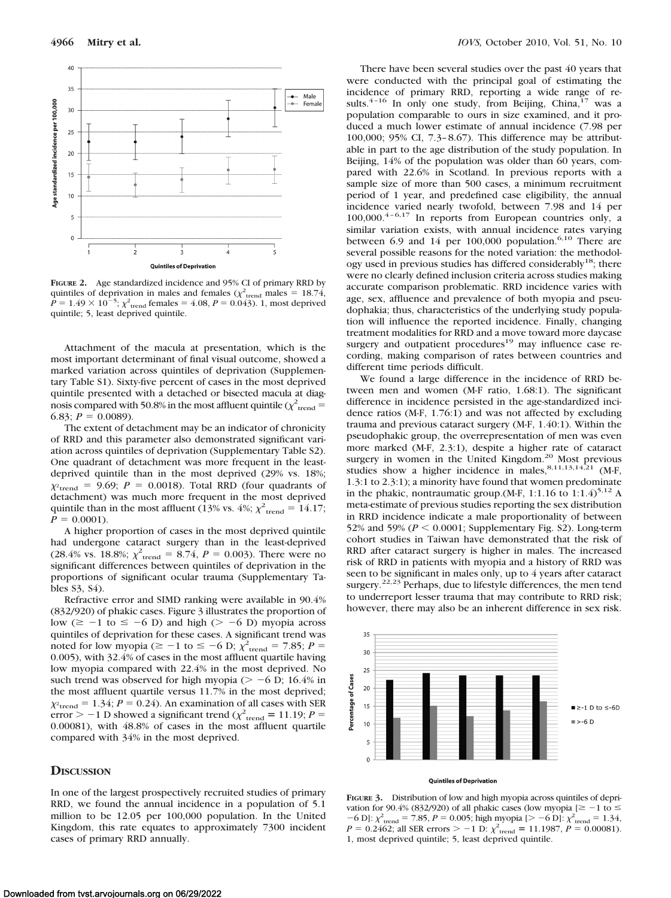**Figure 2.** Age standardized incidence and 95% CI of primary RRD by quintiles of deprivation in males and females ($\chi^2_{\text{trend}}$ males = 18.74, $P = 1.49 \times 10^{-5}$; $\chi^2_{\text{trend}}$ females = 4.08, $P = 0.043$). 1, most deprived quintile; 5, least deprived quintile.

Attachment of the macula at presentation, which is the most important determinant of final visual outcome, showed a marked variation across quintiles of deprivation (Supplementary Table S1). Sixty-five percent of cases in the most deprived quintile presented with a detached or bisected macula at diagnosis compared with 50.8% in the most affluent quintile ($\chi^2_{\text{trend}}$ = 6.83; $P = 0.0089$).

The extent of detachment may be an indicator of chronicity of RRD and this parameter also demonstrated significant variation across quintiles of deprivation (Supplementary Table S2). One quadrant of detachment was more frequent in the least-deprived quintile than in the most deprived (29% vs. 18%; $\chi^2_{\text{trend}}$ = 9.69; $P = 0.0018$). Total RRD (four quadrants of detachment) was much more frequent in the most deprived quintile than in the most affluent (13% vs. 4%; $\chi^2_{\text{trend}}$ = 14.17; $P = 0.0001$).

A higher proportion of cases in the most deprived quintile had undergone cataract surgery than in the least-deprived (28.4% vs. 18.8%; $\chi^2_{\text{trend}}$ = 8.74, $P = 0.003$). There were no significant differences between quintiles of deprivation in the proportions of significant ocular trauma (Supplementary Tables S3, S4).

Refractive error and SIMD ranking were available in 90.4% (832/920) of phakic cases. Figure 3 illustrates the proportion of low ($\geq -1$ to $\leq -6$ D) and high ($> -6$ D) myopia across quintiles of deprivation for these cases. A significant trend was noted for low myopia ($\geq -1$ to $\leq -6$ D; $\chi^2_{\text{trend}}$ = 7.85; $P = 0.005$), with 32.4% of cases in the most affluent quartile having low myopia compared with 22.4% in the most deprived. No such trend was observed for high myopia ($> -6$ D; 16.4% in the most affluent quartile versus 11.7% in the most deprived; $\chi^2_{\text{trend}}$ = 1.34; $P = 0.24$). An examination of all cases with SER error $> -1$ D showed a significant trend ($\chi^2_{\text{trend}}$ = 11.19; $P = 0.00081$), with 48.8% of cases in the most affluent quartile compared with 34% in the most deprived.

## Discussion

In one of the largest prospectively recruited studies of primary RRD, we found the annual incidence in a population of 5.1 million to be 12.05 per 100,000 population. In the United Kingdom, this rate equates to approximately 7300 incident cases of primary RRD annually.

There have been several studies over the past 40 years that were conducted with the principal goal of estimating the incidence of primary RRD, reporting a wide range of results.[4–16] In only one study, from Beijing, China,[17] was a population comparable to ours in size examined, and it produced a much lower estimate of annual incidence (7.98 per 100,000; 95% CI, 7.3–8.67). This difference may be attributable in part to the age distribution of the study population. In Beijing, 14% of the population was older than 60 years, compared with 22.6% in Scotland. In previous reports with a sample size of more than 500 cases, a minimum recruitment period of 1 year, and predefined case eligibility, the annual incidence varied nearly twofold, between 7.98 and 14 per 100,000.[4–6,17] In reports from European countries only, a similar variation exists, with annual incidence rates varying between 6.9 and 14 per 100,000 population.[6,10] There are several possible reasons for the noted variation: the methodology used in previous studies has differed considerably[18]; there were no clearly defined inclusion criteria across studies making accurate comparison problematic. RRD incidence varies with age, sex, affluence and prevalence of both myopia and pseudophakia; thus, characteristics of the underlying study population will influence the reported incidence. Finally, changing treatment modalities for RRD and a move toward more daycase surgery and outpatient procedures[19] may influence case recording, making comparison of rates between countries and different time periods difficult.

We found a large difference in the incidence of RRD between men and women (M-F ratio, 1.68:1). The significant difference in incidence persisted in the age-standardized incidence ratios (M-F, 1.76:1) and was not affected by excluding trauma and previous cataract surgery (M-F, 1.40:1). Within the pseudophakic group, the overrepresentation of men was even more marked (M-F, 2.3:1), despite a higher rate of cataract surgery in women in the United Kingdom.[20] Most previous studies show a higher incidence in males,[8,11,13,14,21] (M-F, 1.3:1 to 2.3:1); a minority have found that women predominate in the phakic, nontraumatic group.(M-F, 1:1.16 to 1:1.4)[5,12] A meta-estimate of previous studies reporting the sex distribution in RRD incidence indicate a male proportionality of between 52% and 59% ($P < 0.0001$; Supplementary Fig. S2). Long-term cohort studies in Taiwan have demonstrated that the risk of RRD after cataract surgery is higher in males. The increased risk of RRD in patients with myopia and a history of RRD was seen to be significant in males only, up to 4 years after cataract surgery.[22,23] Perhaps, due to lifestyle differences, the men tend to underreport lesser trauma that may contribute to RRD risk; however, there may also be an inherent difference in sex risk.

**Figure 3.** Distribution of low and high myopia across quintiles of deprivation for 90.4% (832/920) of all phakic cases (low myopia [$\geq -1$ to $\leq -6$ D]: $\chi^2_{\text{trend}}$ = 7.85, $P = 0.005$; high myopia [$> -6$ D]: $\chi^2_{\text{trend}}$ = 1.34, $P = 0.2462$; all SER errors $> -1$ D: $\chi^2_{\text{trend}}$ = 11.1987, $P = 0.00081$). 1, most deprived quintile; 5, least deprived quintile.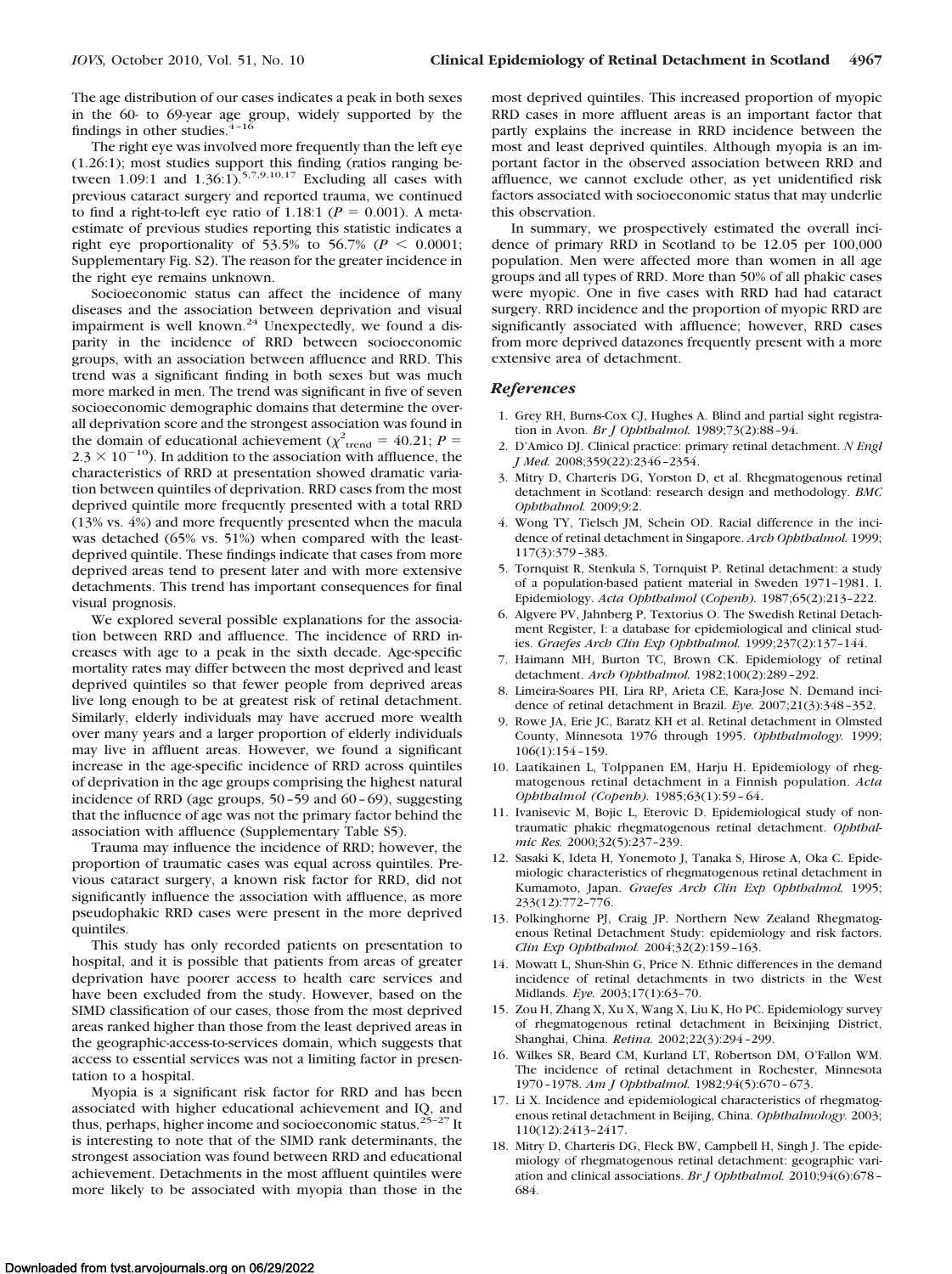The age distribution of our cases indicates a peak in both sexes in the 60- to 69-year age group, widely supported by the findings in other studies.[4–16]

The right eye was involved more frequently than the left eye (1.26:1); most studies support this finding (ratios ranging between 1.09:1 and 1.36:1).[5,7,9,10,17] Excluding all cases with previous cataract surgery and reported trauma, we continued to find a right-to-left eye ratio of 1.18:1 ($P = 0.001$). A meta-estimate of previous studies reporting this statistic indicates a right eye proportionality of 53.5% to 56.7% ($P < 0.0001$; Supplementary Fig. S2). The reason for the greater incidence in the right eye remains unknown.

Socioeconomic status can affect the incidence of many diseases and the association between deprivation and visual impairment is well known.[24] Unexpectedly, we found a disparity in the incidence of RRD between socioeconomic groups, with an association between affluence and RRD. This trend was a significant finding in both sexes but was much more marked in men. The trend was significant in five of seven socioeconomic demographic domains that determine the overall deprivation score and the strongest association was found in the domain of educational achievement ($\chi^2_{\text{trend}} = 40.21$; $P = 2.3 \times 10^{-10}$). In addition to the association with affluence, the characteristics of RRD at presentation showed dramatic variation between quintiles of deprivation. RRD cases from the most deprived quintile more frequently presented with a total RRD (13% vs. 4%) and more frequently presented when the macula was detached (65% vs. 51%) when compared with the least-deprived quintile. These findings indicate that cases from more deprived areas tend to present later and with more extensive detachments. This trend has important consequences for final visual prognosis.

We explored several possible explanations for the association between RRD and affluence. The incidence of RRD increases with age to a peak in the sixth decade. Age-specific mortality rates may differ between the most deprived and least deprived quintiles so that fewer people from deprived areas live long enough to be at greatest risk of retinal detachment. Similarly, elderly individuals may have accrued more wealth over many years and a larger proportion of elderly individuals may live in affluent areas. However, we found a significant increase in the age-specific incidence of RRD across quintiles of deprivation in the age groups comprising the highest natural incidence of RRD (age groups, 50–59 and 60–69), suggesting that the influence of age was not the primary factor behind the association with affluence (Supplementary Table S5).

Trauma may influence the incidence of RRD; however, the proportion of traumatic cases was equal across quintiles. Previous cataract surgery, a known risk factor for RRD, did not significantly influence the association with affluence, as more pseudophakic RRD cases were present in the more deprived quintiles.

This study has only recorded patients on presentation to hospital, and it is possible that patients from areas of greater deprivation have poorer access to health care services and have been excluded from the study. However, based on the SIMD classification of our cases, those from the most deprived areas ranked higher than those from the least deprived areas in the geographic-access-to-services domain, which suggests that access to essential services was not a limiting factor in presentation to a hospital.

Myopia is a significant risk factor for RRD and has been associated with higher educational achievement and IQ, and thus, perhaps, higher income and socioeconomic status.[25–27] It is interesting to note that of the SIMD rank determinants, the strongest association was found between RRD and educational achievement. Detachments in the most affluent quintiles were more likely to be associated with myopia than those in the most deprived quintiles. This increased proportion of myopic RRD cases in more affluent areas is an important factor that partly explains the increase in RRD incidence between the most and least deprived quintiles. Although myopia is an important factor in the observed association between RRD and affluence, we cannot exclude other, as yet unidentified risk factors associated with socioeconomic status that may underlie this observation.

In summary, we prospectively estimated the overall incidence of primary RRD in Scotland to be 12.05 per 100,000 population. Men were affected more than women in all age groups and all types of RRD. More than 50% of all phakic cases were myopic. One in five cases with RRD had had cataract surgery. RRD incidence and the proportion of myopic RRD are significantly associated with affluence; however, RRD cases from more deprived datazones frequently present with a more extensive area of detachment.

## References

1. Grey RH, Burns-Cox CJ, Hughes A. Blind and partial sight registration in Avon. *Br J Ophthalmol.* 1989;73(2):88–94.
2. D'Amico DJ. Clinical practice: primary retinal detachment. *N Engl J Med.* 2008;359(22):2346–2354.
3. Mitry D, Charteris DG, Yorston D, et al. Rhegmatogenous retinal detachment in Scotland: research design and methodology. *BMC Ophthalmol.* 2009;9:2.
4. Wong TY, Tielsch JM, Schein OD. Racial difference in the incidence of retinal detachment in Singapore. *Arch Ophthalmol.* 1999; 117(3):379–383.
5. Tornquist R, Stenkula S, Tornquist P. Retinal detachment: a study of a population-based patient material in Sweden 1971–1981. I. Epidemiology. *Acta Ophthalmol (Copenh).* 1987;65(2):213–222.
6. Algvere PV, Jahnberg P, Textorius O. The Swedish Retinal Detachment Register, I: a database for epidemiological and clinical studies. *Graefes Arch Clin Exp Ophthalmol.* 1999;237(2):137–144.
7. Haimann MH, Burton TC, Brown CK. Epidemiology of retinal detachment. *Arch Ophthalmol.* 1982;100(2):289–292.
8. Limeira-Soares PH, Lira RP, Arieta CE, Kara-Jose N. Demand incidence of retinal detachment in Brazil. *Eye.* 2007;21(3):348–352.
9. Rowe JA, Erie JC, Baratz KH et al. Retinal detachment in Olmsted County, Minnesota 1976 through 1995. *Ophthalmology.* 1999; 106(1):154–159.
10. Laatikainen L, Tolppanen EM, Harju H. Epidemiology of rhegmatogenous retinal detachment in a Finnish population. *Acta Ophthalmol (Copenh).* 1985;63(1):59–64.
11. Ivanisevic M, Bojic L, Eterovic D. Epidemiological study of nontraumatic phakic rhegmatogenous retinal detachment. *Ophthalmic Res.* 2000;32(5):237–239.
12. Sasaki K, Ideta H, Yonemoto J, Tanaka S, Hirose A, Oka C. Epidemiologic characteristics of rhegmatogenous retinal detachment in Kumamoto, Japan. *Graefes Arch Clin Exp Ophthalmol.* 1995; 233(12):772–776.
13. Polkinghorne PJ, Craig JP. Northern New Zealand Rhegmatogenous Retinal Detachment Study: epidemiology and risk factors. *Clin Exp Ophthalmol.* 2004;32(2):159–163.
14. Mowatt L, Shun-Shin G, Price N. Ethnic differences in the demand incidence of retinal detachments in two districts in the West Midlands. *Eye.* 2003;17(1):63–70.
15. Zou H, Zhang X, Xu X, Wang X, Liu K, Ho PC. Epidemiology survey of rhegmatogenous retinal detachment in Beixinjing District, Shanghai, China. *Retina.* 2002;22(3):294–299.
16. Wilkes SR, Beard CM, Kurland LT, Robertson DM, O'Fallon WM. The incidence of retinal detachment in Rochester, Minnesota 1970–1978. *Am J Ophthalmol.* 1982;94(5):670–673.
17. Li X. Incidence and epidemiological characteristics of rhegmatogenous retinal detachment in Beijing, China. *Ophthalmology.* 2003; 110(12):2413–2417.
18. Mitry D, Charteris DG, Fleck BW, Campbell H, Singh J. The epidemiology of rhegmatogenous retinal detachment: geographic variation and clinical associations. *Br J Ophthalmol.* 2010;94(6):678–684.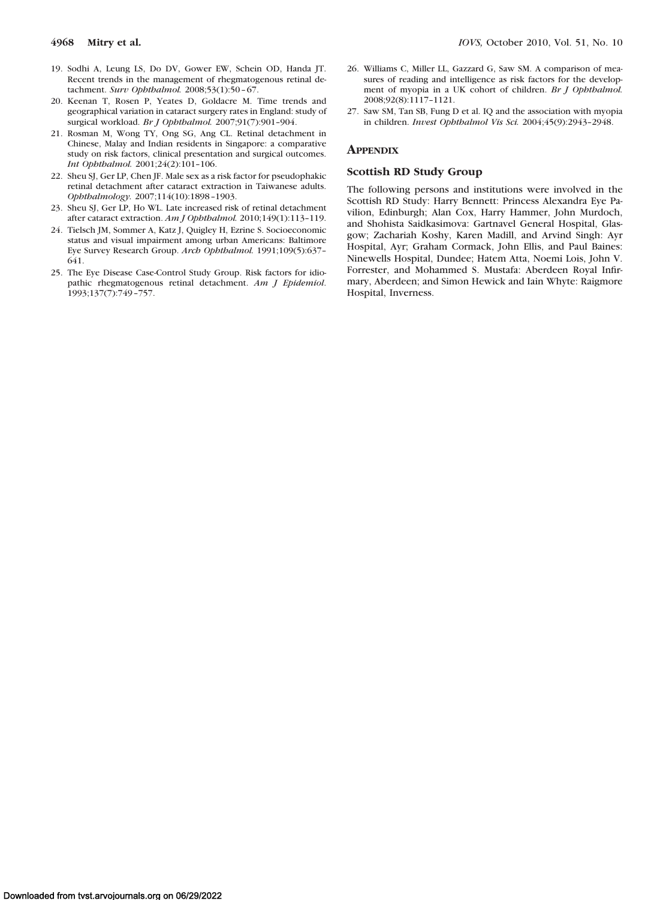19. Sodhi A, Leung LS, Do DV, Gower EW, Schein OD, Handa JT. Recent trends in the management of rhegmatogenous retinal detachment. *Surv Ophthalmol.* 2008;53(1):50–67.
20. Keenan T, Rosen P, Yeates D, Goldacre M. Time trends and geographical variation in cataract surgery rates in England: study of surgical workload. *Br J Ophthalmol.* 2007;91(7):901–904.
21. Rosman M, Wong TY, Ong SG, Ang CL. Retinal detachment in Chinese, Malay and Indian residents in Singapore: a comparative study on risk factors, clinical presentation and surgical outcomes. *Int Ophthalmol.* 2001;24(2):101–106.
22. Sheu SJ, Ger LP, Chen JF. Male sex as a risk factor for pseudophakic retinal detachment after cataract extraction in Taiwanese adults. *Ophthalmology.* 2007;114(10):1898–1903.
23. Sheu SJ, Ger LP, Ho WL. Late increased risk of retinal detachment after cataract extraction. *Am J Ophthalmol.* 2010;149(1):113–119.
24. Tielsch JM, Sommer A, Katz J, Quigley H, Ezrine S. Socioeconomic status and visual impairment among urban Americans: Baltimore Eye Survey Research Group. *Arch Ophthalmol.* 1991;109(5):637–641.
25. The Eye Disease Case-Control Study Group. Risk factors for idiopathic rhegmatogenous retinal detachment. *Am J Epidemiol.* 1993;137(7):749–757.
26. Williams C, Miller LL, Gazzard G, Saw SM. A comparison of measures of reading and intelligence as risk factors for the development of myopia in a UK cohort of children. *Br J Ophthalmol.* 2008;92(8):1117–1121.
27. Saw SM, Tan SB, Fung D et al. IQ and the association with myopia in children. *Invest Ophthalmol Vis Sci.* 2004;45(9):2943–2948.

## Appendix

### Scottish RD Study Group

The following persons and institutions were involved in the Scottish RD Study: Harry Bennett: Princess Alexandra Eye Pavilion, Edinburgh; Alan Cox, Harry Hammer, John Murdoch, and Shohista Saidkasimova: Gartnavel General Hospital, Glasgow; Zachariah Koshy, Karen Madill, and Arvind Singh: Ayr Hospital, Ayr; Graham Cormack, John Ellis, and Paul Baines: Ninewells Hospital, Dundee; Hatem Atta, Noemi Lois, John V. Forrester, and Mohammed S. Mustafa: Aberdeen Royal Infirmary, Aberdeen; and Simon Hewick and Iain Whyte: Raigmore Hospital, Inverness.